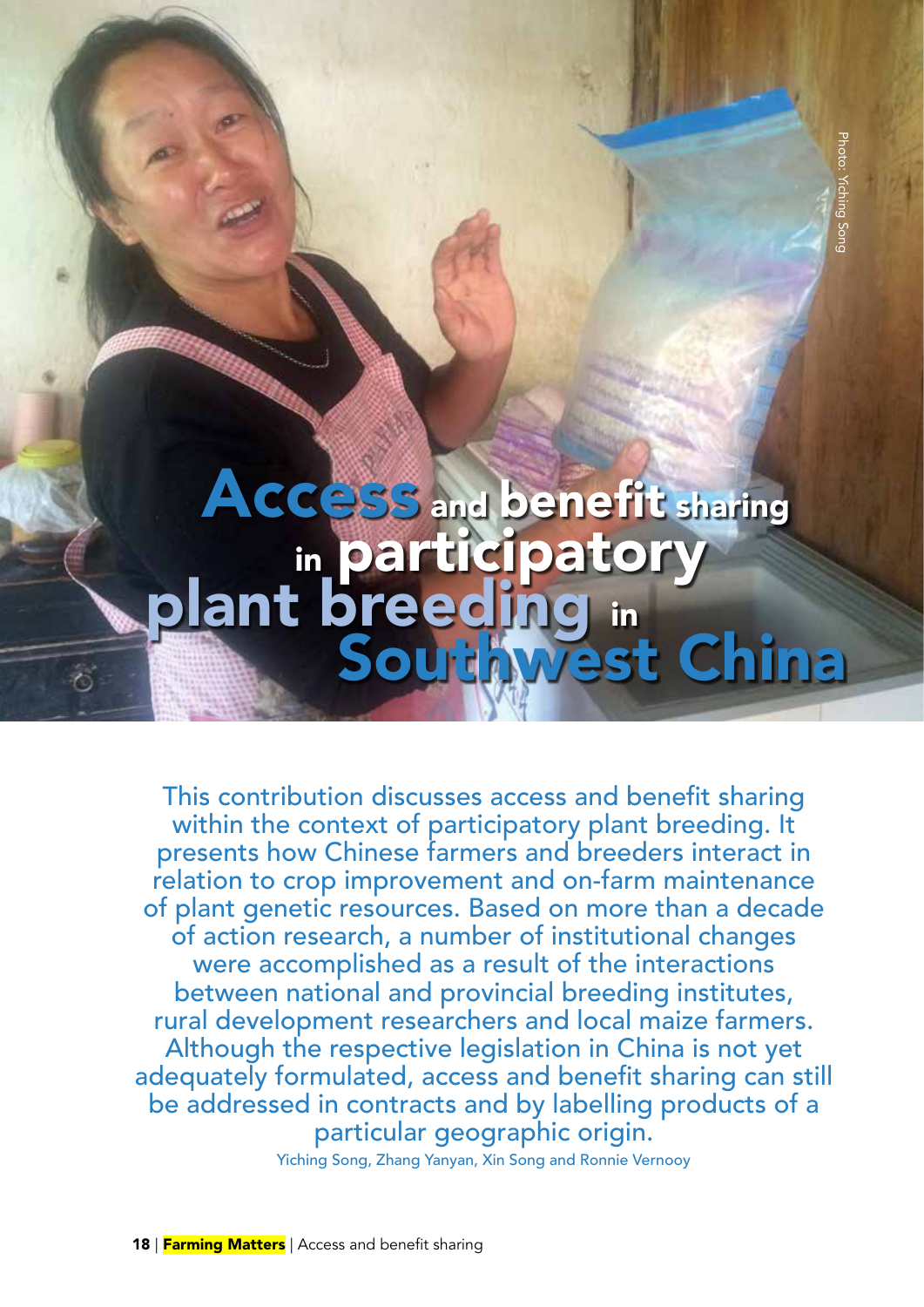# Access and benefit sharing in participatory plant breeding in Southwest China

Photo: Yiching Song

This contribution discusses access and benefit sharing within the context of participatory plant breeding. It presents how Chinese farmers and breeders interact in relation to crop improvement and on-farm maintenance of plant genetic resources. Based on more than a decade of action research, a number of institutional changes were accomplished as a result of the interactions between national and provincial breeding institutes, rural development researchers and local maize farmers. Although the respective legislation in China is not yet adequately formulated, access and benefit sharing can still be addressed in contracts and by labelling products of a particular geographic origin.

Yiching Song, Zhang Yanyan, Xin Song and Ronnie Vernooy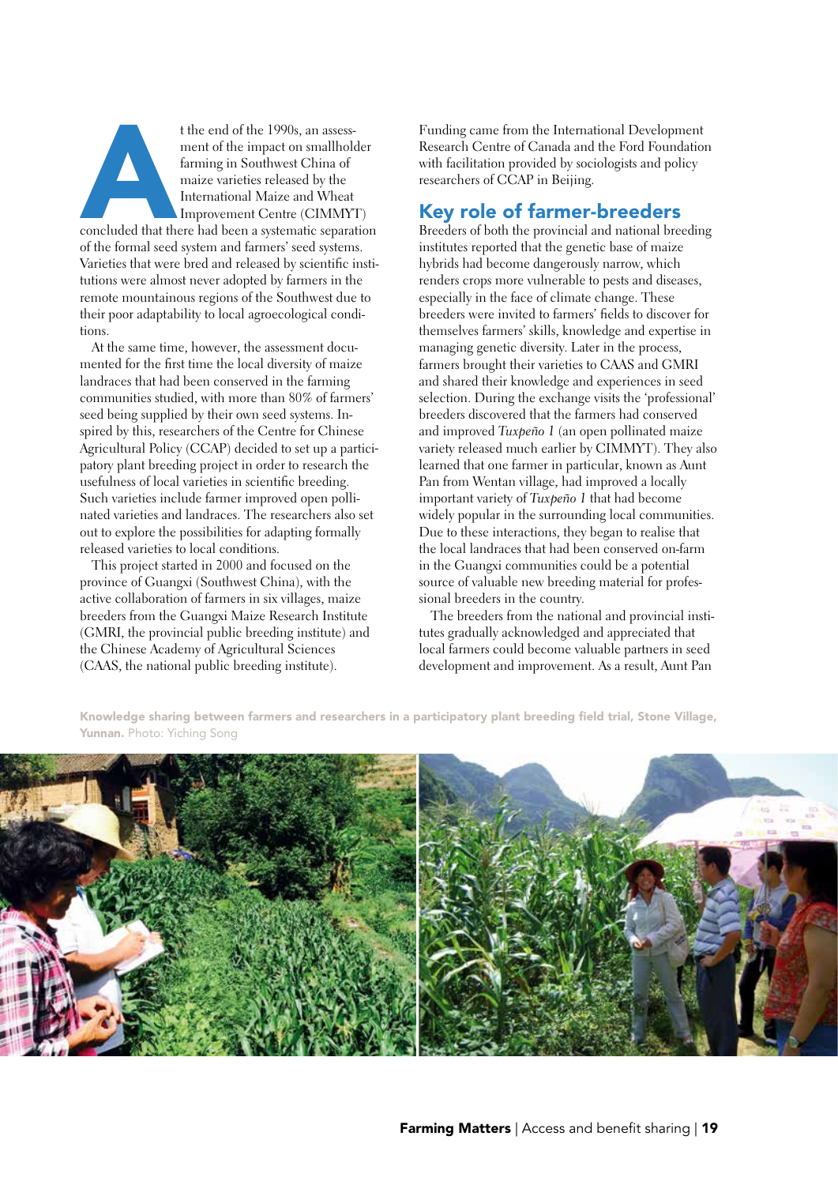At the end of the 1990s, an assessment of the impact on smallholder farming in Southwest China of maize varieties released by the International Maize and Wheat Improvement Centre (CIMMYT) concluded that there had been a systematic separation of the formal seed system and farmers' seed systems. Varieties that were bred and released by scientific institutions were almost never adopted by farmers in the remote mountainous regions of the Southwest due to their poor adaptability to local agroecological conditions.

At the same time, however, the assessment documented for the first time the local diversity of maize landraces that had been conserved in the farming communities studied, with more than 80% of farmers' seed being supplied by their own seed systems. Inspired by this, researchers of the Centre for Chinese Agricultural Policy (CCAP) decided to set up a participatory plant breeding project in order to research the usefulness of local varieties in scientific breeding. Such varieties include farmer improved open pollinated varieties and landraces. The researchers also set out to explore the possibilities for adapting formally released varieties to local conditions.

This project started in 2000 and focused on the province of Guangxi (Southwest China), with the active collaboration of farmers in six villages, maize breeders from the Guangxi Maize Research Institute (GMRI, the provincial public breeding institute) and the Chinese Academy of Agricultural Sciences (CAAS, the national public breeding institute). Funding came from the International Development Research Centre of Canada and the Ford Foundation with facilitation provided by sociologists and policy researchers of CCAP in Beijing.

## Key role of farmer-breeders

Breeders of both the provincial and national breeding institutes reported that the genetic base of maize hybrids had become dangerously narrow, which renders crops more vulnerable to pests and diseases, especially in the face of climate change. These breeders were invited to farmers' fields to discover for themselves farmers' skills, knowledge and expertise in managing genetic diversity. Later in the process, farmers brought their varieties to CAAS and GMRI and shared their knowledge and experiences in seed selection. During the exchange visits the 'professional' breeders discovered that the farmers had conserved and improved *Tuxpeño 1* (an open pollinated maize variety released much earlier by CIMMYT). They also learned that one farmer in particular, known as Aunt Pan from Wentan village, had improved a locally important variety of *Tuxpeño 1* that had become widely popular in the surrounding local communities. Due to these interactions, they began to realise that the local landraces that had been conserved on-farm in the Guangxi communities could be a potential source of valuable new breeding material for professional breeders in the country.

The breeders from the national and provincial institutes gradually acknowledged and appreciated that local farmers could become valuable partners in seed development and improvement. As a result, Aunt Pan

**Knowledge sharing between farmers and researchers in a participatory plant breeding field trial, Stone Village, Yunnan.** Photo: Yiching Song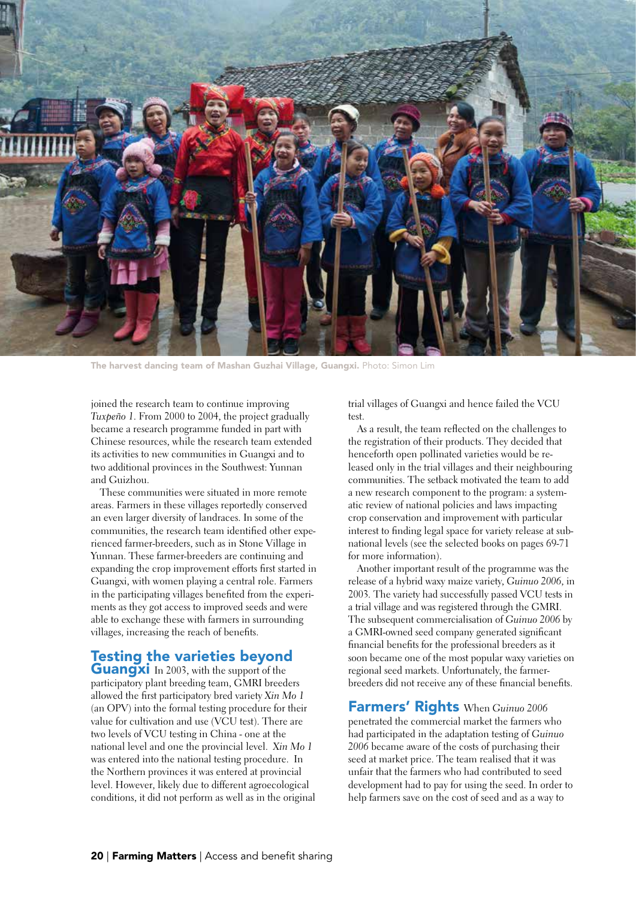The harvest dancing team of Mashan Guzhai Village, Guangxi. Photo: Simon Lim

joined the research team to continue improving *Tuxpeño 1*. From 2000 to 2004, the project gradually became a research programme funded in part with Chinese resources, while the research team extended its activities to new communities in Guangxi and to two additional provinces in the Southwest: Yunnan and Guizhou.

These communities were situated in more remote areas. Farmers in these villages reportedly conserved an even larger diversity of landraces. In some of the communities, the research team identified other experienced farmer-breeders, such as in Stone Village in Yunnan. These farmer-breeders are continuing and expanding the crop improvement efforts first started in Guangxi, with women playing a central role. Farmers in the participating villages benefited from the experiments as they got access to improved seeds and were able to exchange these with farmers in surrounding villages, increasing the reach of benefits.

## Testing the varieties beyond Guangxi

In 2003, with the support of the participatory plant breeding team, GMRI breeders allowed the first participatory bred variety *Xin Mo 1* (an OPV) into the formal testing procedure for their value for cultivation and use (VCU test). There are two levels of VCU testing in China - one at the national level and one the provincial level. *Xin Mo 1* was entered into the national testing procedure. In the Northern provinces it was entered at provincial level. However, likely due to different agroecological conditions, it did not perform as well as in the original trial villages of Guangxi and hence failed the VCU test.

As a result, the team reflected on the challenges to the registration of their products. They decided that henceforth open pollinated varieties would be released only in the trial villages and their neighbouring communities. The setback motivated the team to add a new research component to the program: a systematic review of national policies and laws impacting crop conservation and improvement with particular interest to finding legal space for variety release at sub-national levels (see the selected books on pages 69-71 for more information).

Another important result of the programme was the release of a hybrid waxy maize variety, *Guinuo 2006*, in 2003. The variety had successfully passed VCU tests in a trial village and was registered through the GMRI. The subsequent commercialisation of *Guinuo 2006* by a GMRI-owned seed company generated significant financial benefits for the professional breeders as it soon became one of the most popular waxy varieties on regional seed markets. Unfortunately, the farmer-breeders did not receive any of these financial benefits.

## Farmers' Rights

When *Guinuo 2006* penetrated the commercial market the farmers who had participated in the adaptation testing of *Guinuo 2006* became aware of the costs of purchasing their seed at market price. The team realised that it was unfair that the farmers who had contributed to seed development had to pay for using the seed. In order to help farmers save on the cost of seed and as a way to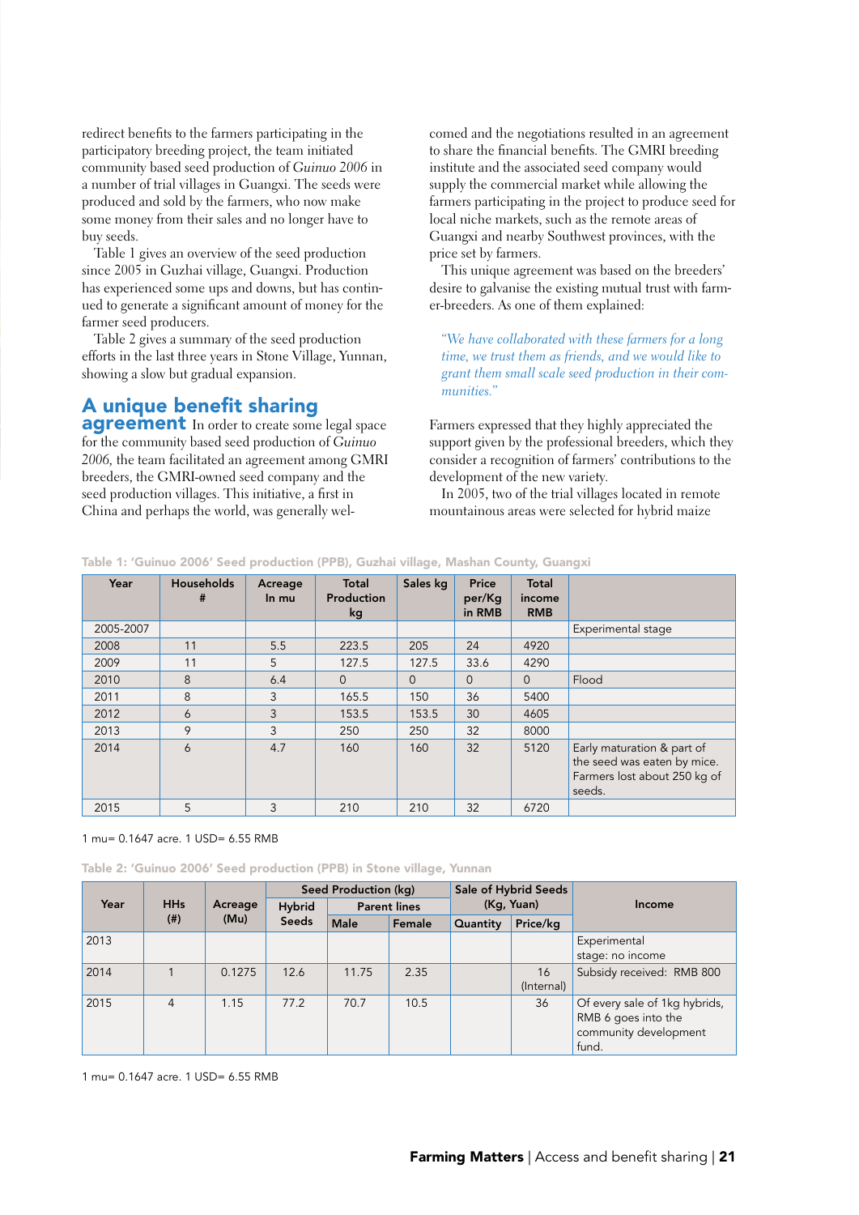redirect benefits to the farmers participating in the participatory breeding project, the team initiated community based seed production of *Guinuo 2006* in a number of trial villages in Guangxi. The seeds were produced and sold by the farmers, who now make some money from their sales and no longer have to buy seeds.

Table 1 gives an overview of the seed production since 2005 in Guzhai village, Guangxi. Production has experienced some ups and downs, but has continued to generate a significant amount of money for the farmer seed producers.

Table 2 gives a summary of the seed production efforts in the last three years in Stone Village, Yunnan, showing a slow but gradual expansion.

## A unique benefit sharing agreement

In order to create some legal space for the community based seed production of *Guinuo 2006*, the team facilitated an agreement among GMRI breeders, the GMRI-owned seed company and the seed production villages. This initiative, a first in China and perhaps the world, was generally welcomed and the negotiations resulted in an agreement to share the financial benefits. The GMRI breeding institute and the associated seed company would supply the commercial market while allowing the farmers participating in the project to produce seed for local niche markets, such as the remote areas of Guangxi and nearby Southwest provinces, with the price set by farmers.

This unique agreement was based on the breeders' desire to galvanise the existing mutual trust with farmer-breeders. As one of them explained:

> *"We have collaborated with these farmers for a long time, we trust them as friends, and we would like to grant them small scale seed production in their communities."*

Farmers expressed that they highly appreciated the support given by the professional breeders, which they consider a recognition of farmers' contributions to the development of the new variety.

In 2005, two of the trial villages located in remote mountainous areas were selected for hybrid maize

**Table 1: 'Guinuo 2006' Seed production (PPB), Guzhai village, Mashan County, Guangxi**

| Year | Households # | Acreage In mu | Total Production kg | Sales kg | Price per/Kg in RMB | Total income RMB | |
|---|---|---|---|---|---|---|---|
| 2005-2007 | | | | | | | Experimental stage |
| 2008 | 11 | 5.5 | 223.5 | 205 | 24 | 4920 | |
| 2009 | 11 | 5 | 127.5 | 127.5 | 33.6 | 4290 | |
| 2010 | 8 | 6.4 | 0 | 0 | 0 | 0 | Flood |
| 2011 | 8 | 3 | 165.5 | 150 | 36 | 5400 | |
| 2012 | 6 | 3 | 153.5 | 153.5 | 30 | 4605 | |
| 2013 | 9 | 3 | 250 | 250 | 32 | 8000 | |
| 2014 | 6 | 4.7 | 160 | 160 | 32 | 5120 | Early maturation & part of the seed was eaten by mice. Farmers lost about 250 kg of seeds. |
| 2015 | 5 | 3 | 210 | 210 | 32 | 6720 | |

1 mu= 0.1647 acre. 1 USD= 6.55 RMB

**Table 2: 'Guinuo 2006' Seed production (PPB) in Stone village, Yunnan**

| Year | HHs (#) | Acreage (Mu) | Seed Production (kg) | | | Sale of Hybrid Seeds (Kg, Yuan) | | Income |
|---|---|---|---|---|---|---|---|---|
| | | | Hybrid Seeds | Parent lines | | | | |
| | | | | Male | Female | Quantity | Price/kg | |
| 2013 | | | | | | | | Experimental stage: no income |
| 2014 | 1 | 0.1275 | 12.6 | 11.75 | 2.35 | | 16 (Internal) | Subsidy received: RMB 800 |
| 2015 | 4 | 1.15 | 77.2 | 70.7 | 10.5 | | 36 | Of every sale of 1kg hybrids, RMB 6 goes into the community development fund. |

1 mu= 0.1647 acre. 1 USD= 6.55 RMB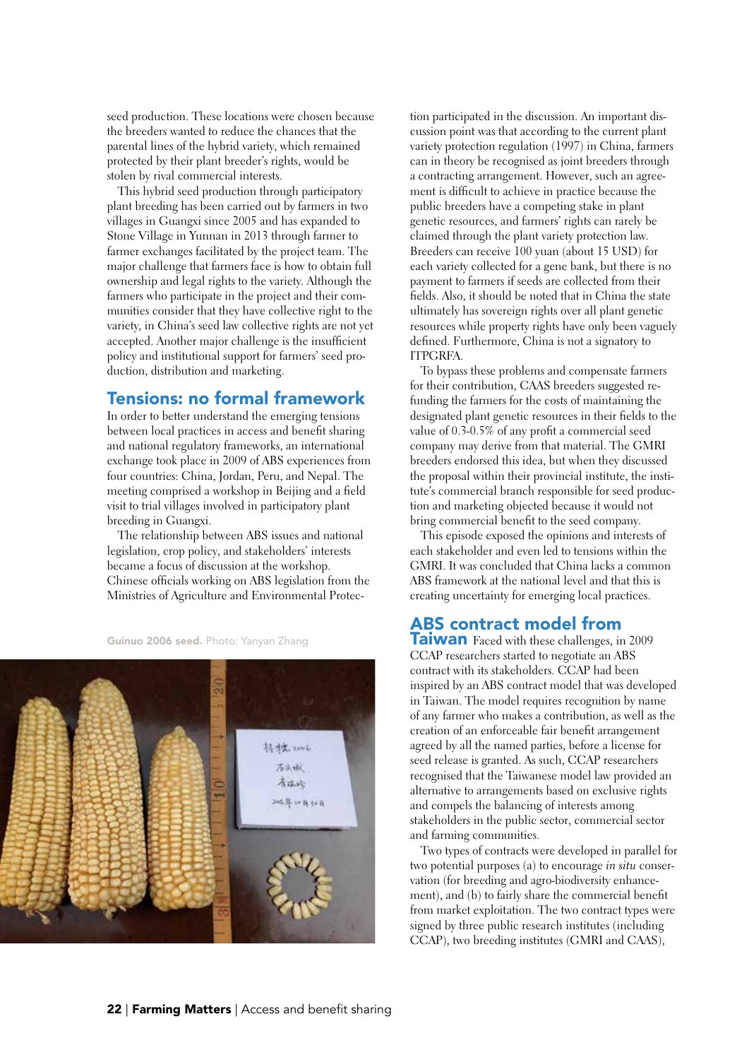seed production. These locations were chosen because the breeders wanted to reduce the chances that the parental lines of the hybrid variety, which remained protected by their plant breeder's rights, would be stolen by rival commercial interests.

This hybrid seed production through participatory plant breeding has been carried out by farmers in two villages in Guangxi since 2005 and has expanded to Stone Village in Yunnan in 2013 through farmer to farmer exchanges facilitated by the project team. The major challenge that farmers face is how to obtain full ownership and legal rights to the variety. Although the farmers who participate in the project and their communities consider that they have collective right to the variety, in China's seed law collective rights are not yet accepted. Another major challenge is the insufficient policy and institutional support for farmers' seed production, distribution and marketing.

## Tensions: no formal framework

In order to better understand the emerging tensions between local practices in access and benefit sharing and national regulatory frameworks, an international exchange took place in 2009 of ABS experiences from four countries: China, Jordan, Peru, and Nepal. The meeting comprised a workshop in Beijing and a field visit to trial villages involved in participatory plant breeding in Guangxi.

The relationship between ABS issues and national legislation, crop policy, and stakeholders' interests became a focus of discussion at the workshop. Chinese officials working on ABS legislation from the Ministries of Agriculture and Environmental Protection participated in the discussion. An important discussion point was that according to the current plant variety protection regulation (1997) in China, farmers can in theory be recognised as joint breeders through a contracting arrangement. However, such an agreement is difficult to achieve in practice because the public breeders have a competing stake in plant genetic resources, and farmers' rights can rarely be claimed through the plant variety protection law. Breeders can receive 100 yuan (about 15 USD) for each variety collected for a gene bank, but there is no payment to farmers if seeds are collected from their fields. Also, it should be noted that in China the state ultimately has sovereign rights over all plant genetic resources while property rights have only been vaguely defined. Furthermore, China is not a signatory to ITPGRFA.

To bypass these problems and compensate farmers for their contribution, CAAS breeders suggested refunding the farmers for the costs of maintaining the designated plant genetic resources in their fields to the value of 0.3-0.5% of any profit a commercial seed company may derive from that material. The GMRI breeders endorsed this idea, but when they discussed the proposal within their provincial institute, the institute's commercial branch responsible for seed production and marketing objected because it would not bring commercial benefit to the seed company.

This episode exposed the opinions and interests of each stakeholder and even led to tensions within the GMRI. It was concluded that China lacks a common ABS framework at the national level and that this is creating uncertainty for emerging local practices.

**Guinuo 2006 seed.** Photo: Yanyan Zhang

## ABS contract model from Taiwan

Faced with these challenges, in 2009 CCAP researchers started to negotiate an ABS contract with its stakeholders. CCAP had been inspired by an ABS contract model that was developed in Taiwan. The model requires recognition by name of any farmer who makes a contribution, as well as the creation of an enforceable fair benefit arrangement agreed by all the named parties, before a license for seed release is granted. As such, CCAP researchers recognised that the Taiwanese model law provided an alternative to arrangements based on exclusive rights and compels the balancing of interests among stakeholders in the public sector, commercial sector and farming communities.

Two types of contracts were developed in parallel for two potential purposes (a) to encourage *in situ* conservation (for breeding and agro-biodiversity enhancement), and (b) to fairly share the commercial benefit from market exploitation. The two contract types were signed by three public research institutes (including CCAP), two breeding institutes (GMRI and CAAS),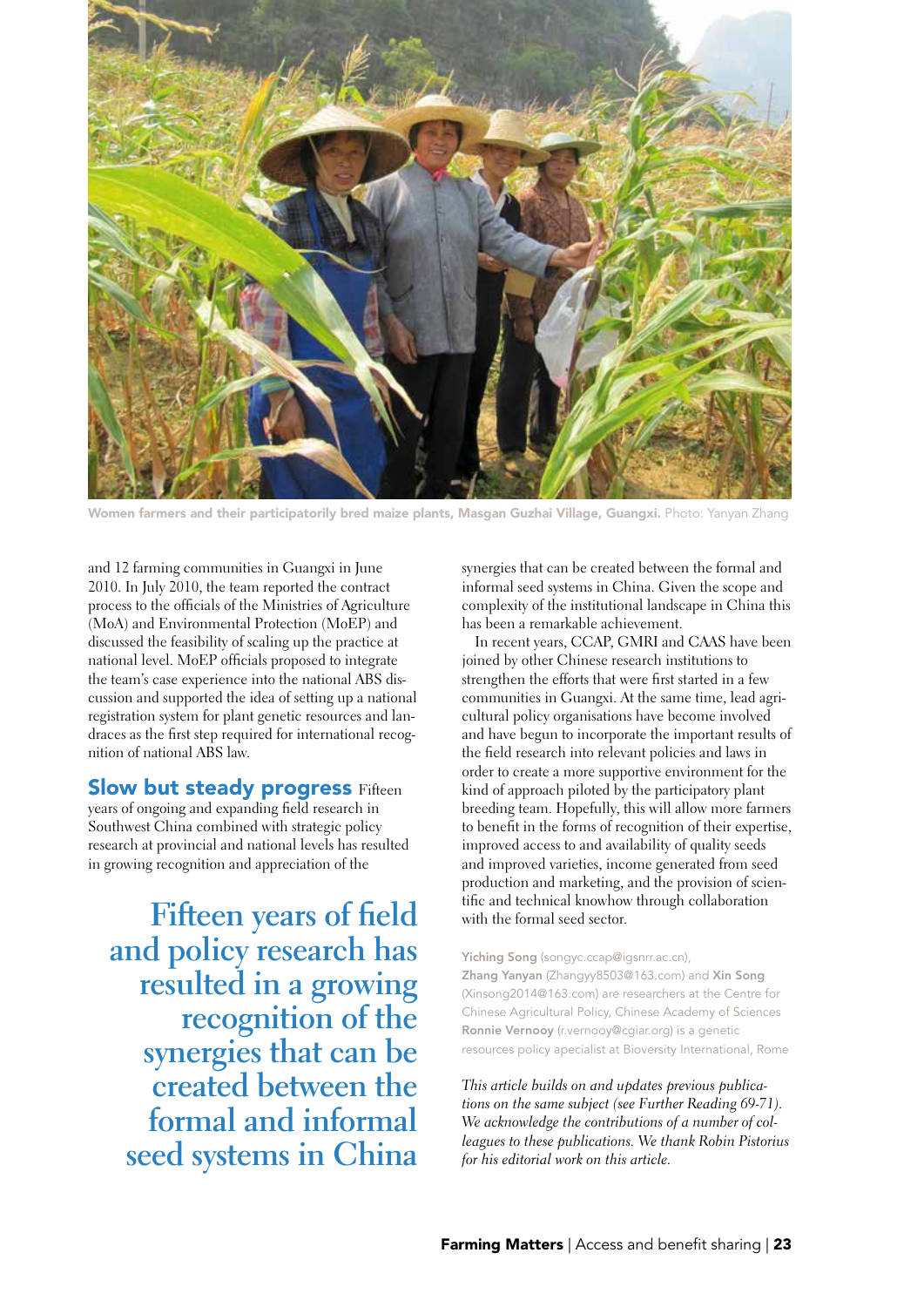Women farmers and their participatorily bred maize plants, Masgan Guzhai Village, Guangxi. Photo: Yanyan Zhang

and 12 farming communities in Guangxi in June 2010. In July 2010, the team reported the contract process to the officials of the Ministries of Agriculture (MoA) and Environmental Protection (MoEP) and discussed the feasibility of scaling up the practice at national level. MoEP officials proposed to integrate the team's case experience into the national ABS discussion and supported the idea of setting up a national registration system for plant genetic resources and landraces as the first step required for international recognition of national ABS law.

## Slow but steady progress

Fifteen years of ongoing and expanding field research in Southwest China combined with strategic policy research at provincial and national levels has resulted in growing recognition and appreciation of the synergies that can be created between the formal and informal seed systems in China. Given the scope and complexity of the institutional landscape in China this has been a remarkable achievement.

In recent years, CCAP, GMRI and CAAS have been joined by other Chinese research institutions to strengthen the efforts that were first started in a few communities in Guangxi. At the same time, lead agricultural policy organisations have become involved and have begun to incorporate the important results of the field research into relevant policies and laws in order to create a more supportive environment for the kind of approach piloted by the participatory plant breeding team. Hopefully, this will allow more farmers to benefit in the forms of recognition of their expertise, improved access to and availability of quality seeds and improved varieties, income generated from seed production and marketing, and the provision of scientific and technical knowhow through collaboration with the formal seed sector.

> **Fifteen years of field and policy research has resulted in a growing recognition of the synergies that can be created between the formal and informal seed systems in China**

**Yiching Song** (songyc.ccap@igsnrr.ac.cn), **Zhang Yanyan** (Zhangyy8503@163.com) and **Xin Song** (Xinsong2014@163.com) are researchers at the Centre for Chinese Agricultural Policy, Chinese Academy of Sciences **Ronnie Vernooy** (r.vernooy@cgiar.org) is a genetic resources policy apecialist at Bioversity International, Rome

*This article builds on and updates previous publications on the same subject (see Further Reading 69-71). We acknowledge the contributions of a number of colleagues to these publications. We thank Robin Pistorius for his editorial work on this article.*